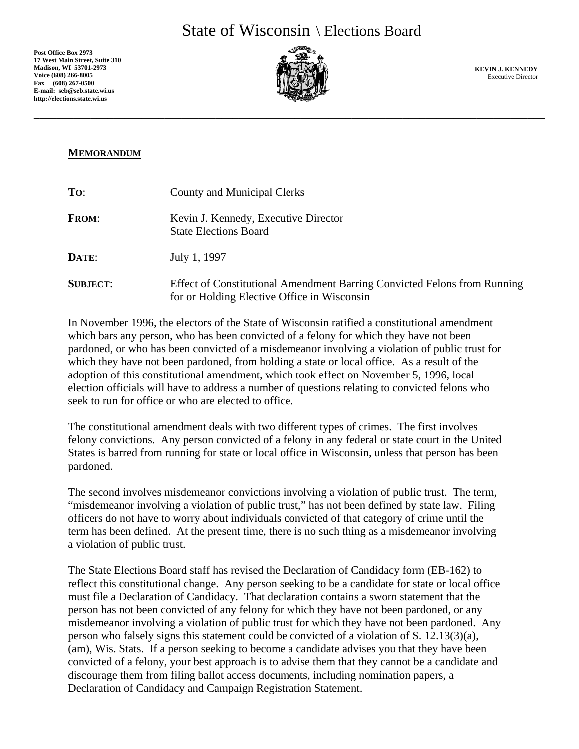# State of Wisconsin \ Elections Board

**Post Office Box 2973**
**17 West Main Street, Suite 310**
**Madison, WI 53701-2973**
**Voice (608) 266-8005**
**Fax (608) 267-0500**
**E-mail: seb@seb.state.wi.us**
**http://elections.state.wi.us**

**KEVIN J. KENNEDY**
Executive Director

---

**MEMORANDUM**

**TO**: County and Municipal Clerks

**FROM**: Kevin J. Kennedy, Executive Director
State Elections Board

**DATE**: July 1, 1997

**SUBJECT**: Effect of Constitutional Amendment Barring Convicted Felons from Running for or Holding Elective Office in Wisconsin

In November 1996, the electors of the State of Wisconsin ratified a constitutional amendment which bars any person, who has been convicted of a felony for which they have not been pardoned, or who has been convicted of a misdemeanor involving a violation of public trust for which they have not been pardoned, from holding a state or local office. As a result of the adoption of this constitutional amendment, which took effect on November 5, 1996, local election officials will have to address a number of questions relating to convicted felons who seek to run for office or who are elected to office.

The constitutional amendment deals with two different types of crimes. The first involves felony convictions. Any person convicted of a felony in any federal or state court in the United States is barred from running for state or local office in Wisconsin, unless that person has been pardoned.

The second involves misdemeanor convictions involving a violation of public trust. The term, "misdemeanor involving a violation of public trust," has not been defined by state law. Filing officers do not have to worry about individuals convicted of that category of crime until the term has been defined. At the present time, there is no such thing as a misdemeanor involving a violation of public trust.

The State Elections Board staff has revised the Declaration of Candidacy form (EB-162) to reflect this constitutional change. Any person seeking to be a candidate for state or local office must file a Declaration of Candidacy. That declaration contains a sworn statement that the person has not been convicted of any felony for which they have not been pardoned, or any misdemeanor involving a violation of public trust for which they have not been pardoned. Any person who falsely signs this statement could be convicted of a violation of S. 12.13(3)(a), (am), Wis. Stats. If a person seeking to become a candidate advises you that they have been convicted of a felony, your best approach is to advise them that they cannot be a candidate and discourage them from filing ballot access documents, including nomination papers, a Declaration of Candidacy and Campaign Registration Statement.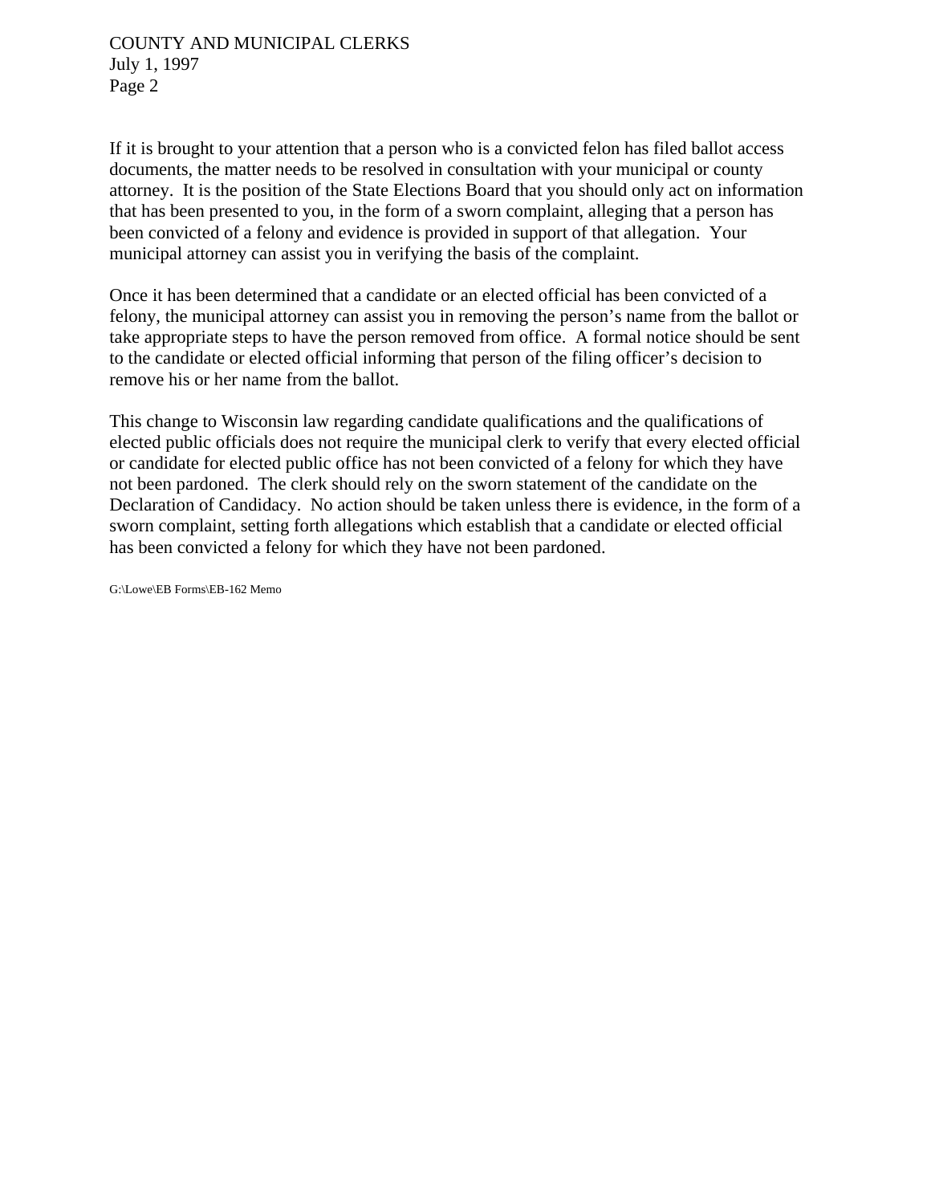If it is brought to your attention that a person who is a convicted felon has filed ballot access documents, the matter needs to be resolved in consultation with your municipal or county attorney. It is the position of the State Elections Board that you should only act on information that has been presented to you, in the form of a sworn complaint, alleging that a person has been convicted of a felony and evidence is provided in support of that allegation. Your municipal attorney can assist you in verifying the basis of the complaint.

Once it has been determined that a candidate or an elected official has been convicted of a felony, the municipal attorney can assist you in removing the person's name from the ballot or take appropriate steps to have the person removed from office. A formal notice should be sent to the candidate or elected official informing that person of the filing officer's decision to remove his or her name from the ballot.

This change to Wisconsin law regarding candidate qualifications and the qualifications of elected public officials does not require the municipal clerk to verify that every elected official or candidate for elected public office has not been convicted of a felony for which they have not been pardoned. The clerk should rely on the sworn statement of the candidate on the Declaration of Candidacy. No action should be taken unless there is evidence, in the form of a sworn complaint, setting forth allegations which establish that a candidate or elected official has been convicted a felony for which they have not been pardoned.

G:\Lowe\EB Forms\EB-162 Memo